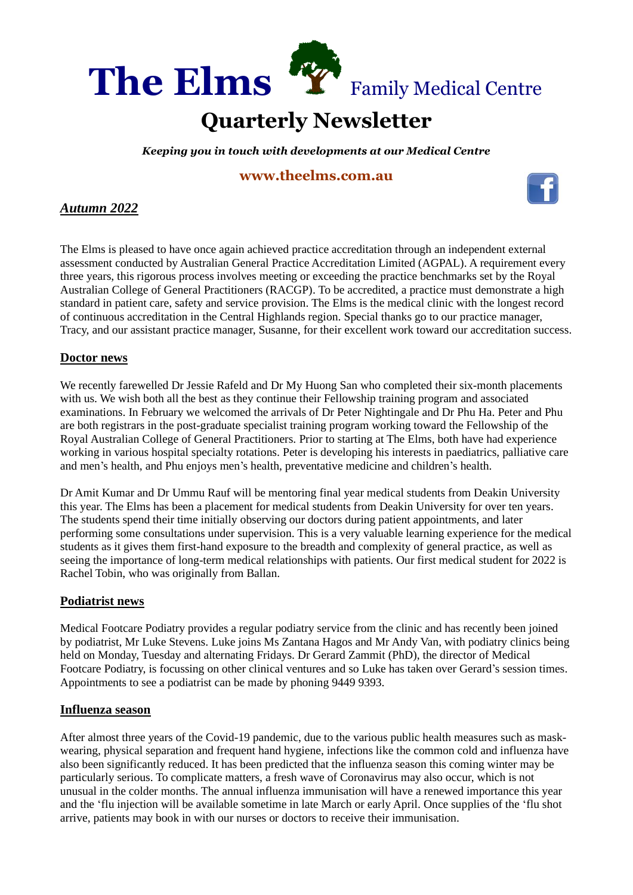# The Elms Family Medical Centre

# Quarterly Newsletter

***Keeping you in touch with developments at our Medical Centre***

**www.theelms.com.au**

## *Autumn 2022*

The Elms is pleased to have once again achieved practice accreditation through an independent external assessment conducted by Australian General Practice Accreditation Limited (AGPAL). A requirement every three years, this rigorous process involves meeting or exceeding the practice benchmarks set by the Royal Australian College of General Practitioners (RACGP). To be accredited, a practice must demonstrate a high standard in patient care, safety and service provision. The Elms is the medical clinic with the longest record of continuous accreditation in the Central Highlands region. Special thanks go to our practice manager, Tracy, and our assistant practice manager, Susanne, for their excellent work toward our accreditation success.

### Doctor news

We recently farewelled Dr Jessie Rafeld and Dr My Huong San who completed their six-month placements with us. We wish both all the best as they continue their Fellowship training program and associated examinations. In February we welcomed the arrivals of Dr Peter Nightingale and Dr Phu Ha. Peter and Phu are both registrars in the post-graduate specialist training program working toward the Fellowship of the Royal Australian College of General Practitioners. Prior to starting at The Elms, both have had experience working in various hospital specialty rotations. Peter is developing his interests in paediatrics, palliative care and men's health, and Phu enjoys men's health, preventative medicine and children's health.

Dr Amit Kumar and Dr Ummu Rauf will be mentoring final year medical students from Deakin University this year. The Elms has been a placement for medical students from Deakin University for over ten years. The students spend their time initially observing our doctors during patient appointments, and later performing some consultations under supervision. This is a very valuable learning experience for the medical students as it gives them first-hand exposure to the breadth and complexity of general practice, as well as seeing the importance of long-term medical relationships with patients. Our first medical student for 2022 is Rachel Tobin, who was originally from Ballan.

### Podiatrist news

Medical Footcare Podiatry provides a regular podiatry service from the clinic and has recently been joined by podiatrist, Mr Luke Stevens. Luke joins Ms Zantana Hagos and Mr Andy Van, with podiatry clinics being held on Monday, Tuesday and alternating Fridays. Dr Gerard Zammit (PhD), the director of Medical Footcare Podiatry, is focussing on other clinical ventures and so Luke has taken over Gerard's session times. Appointments to see a podiatrist can be made by phoning 9449 9393.

### Influenza season

After almost three years of the Covid-19 pandemic, due to the various public health measures such as mask-wearing, physical separation and frequent hand hygiene, infections like the common cold and influenza have also been significantly reduced. It has been predicted that the influenza season this coming winter may be particularly serious. To complicate matters, a fresh wave of Coronavirus may also occur, which is not unusual in the colder months. The annual influenza immunisation will have a renewed importance this year and the 'flu injection will be available sometime in late March or early April. Once supplies of the 'flu shot arrive, patients may book in with our nurses or doctors to receive their immunisation.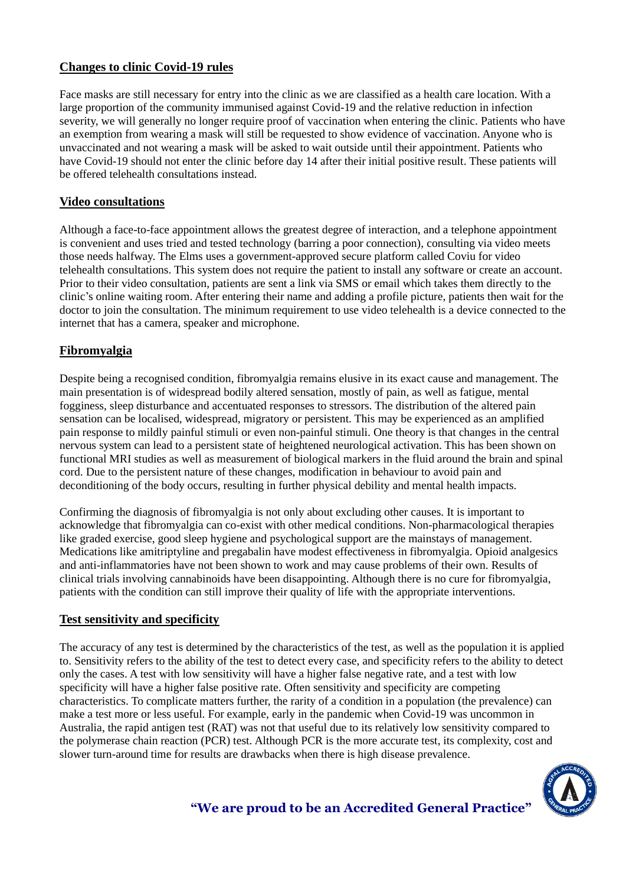## Changes to clinic Covid-19 rules

Face masks are still necessary for entry into the clinic as we are classified as a health care location. With a large proportion of the community immunised against Covid-19 and the relative reduction in infection severity, we will generally no longer require proof of vaccination when entering the clinic. Patients who have an exemption from wearing a mask will still be requested to show evidence of vaccination. Anyone who is unvaccinated and not wearing a mask will be asked to wait outside until their appointment. Patients who have Covid-19 should not enter the clinic before day 14 after their initial positive result. These patients will be offered telehealth consultations instead.

## Video consultations

Although a face-to-face appointment allows the greatest degree of interaction, and a telephone appointment is convenient and uses tried and tested technology (barring a poor connection), consulting via video meets those needs halfway. The Elms uses a government-approved secure platform called Coviu for video telehealth consultations. This system does not require the patient to install any software or create an account. Prior to their video consultation, patients are sent a link via SMS or email which takes them directly to the clinic's online waiting room. After entering their name and adding a profile picture, patients then wait for the doctor to join the consultation. The minimum requirement to use video telehealth is a device connected to the internet that has a camera, speaker and microphone.

## Fibromyalgia

Despite being a recognised condition, fibromyalgia remains elusive in its exact cause and management. The main presentation is of widespread bodily altered sensation, mostly of pain, as well as fatigue, mental fogginess, sleep disturbance and accentuated responses to stressors. The distribution of the altered pain sensation can be localised, widespread, migratory or persistent. This may be experienced as an amplified pain response to mildly painful stimuli or even non-painful stimuli. One theory is that changes in the central nervous system can lead to a persistent state of heightened neurological activation. This has been shown on functional MRI studies as well as measurement of biological markers in the fluid around the brain and spinal cord. Due to the persistent nature of these changes, modification in behaviour to avoid pain and deconditioning of the body occurs, resulting in further physical debility and mental health impacts.

Confirming the diagnosis of fibromyalgia is not only about excluding other causes. It is important to acknowledge that fibromyalgia can co-exist with other medical conditions. Non-pharmacological therapies like graded exercise, good sleep hygiene and psychological support are the mainstays of management. Medications like amitriptyline and pregabalin have modest effectiveness in fibromyalgia. Opioid analgesics and anti-inflammatories have not been shown to work and may cause problems of their own. Results of clinical trials involving cannabinoids have been disappointing. Although there is no cure for fibromyalgia, patients with the condition can still improve their quality of life with the appropriate interventions.

## Test sensitivity and specificity

The accuracy of any test is determined by the characteristics of the test, as well as the population it is applied to. Sensitivity refers to the ability of the test to detect every case, and specificity refers to the ability to detect only the cases. A test with low sensitivity will have a higher false negative rate, and a test with low specificity will have a higher false positive rate. Often sensitivity and specificity are competing characteristics. To complicate matters further, the rarity of a condition in a population (the prevalence) can make a test more or less useful. For example, early in the pandemic when Covid-19 was uncommon in Australia, the rapid antigen test (RAT) was not that useful due to its relatively low sensitivity compared to the polymerase chain reaction (PCR) test. Although PCR is the more accurate test, its complexity, cost and slower turn-around time for results are drawbacks when there is high disease prevalence.

**"We are proud to be an Accredited General Practice"**